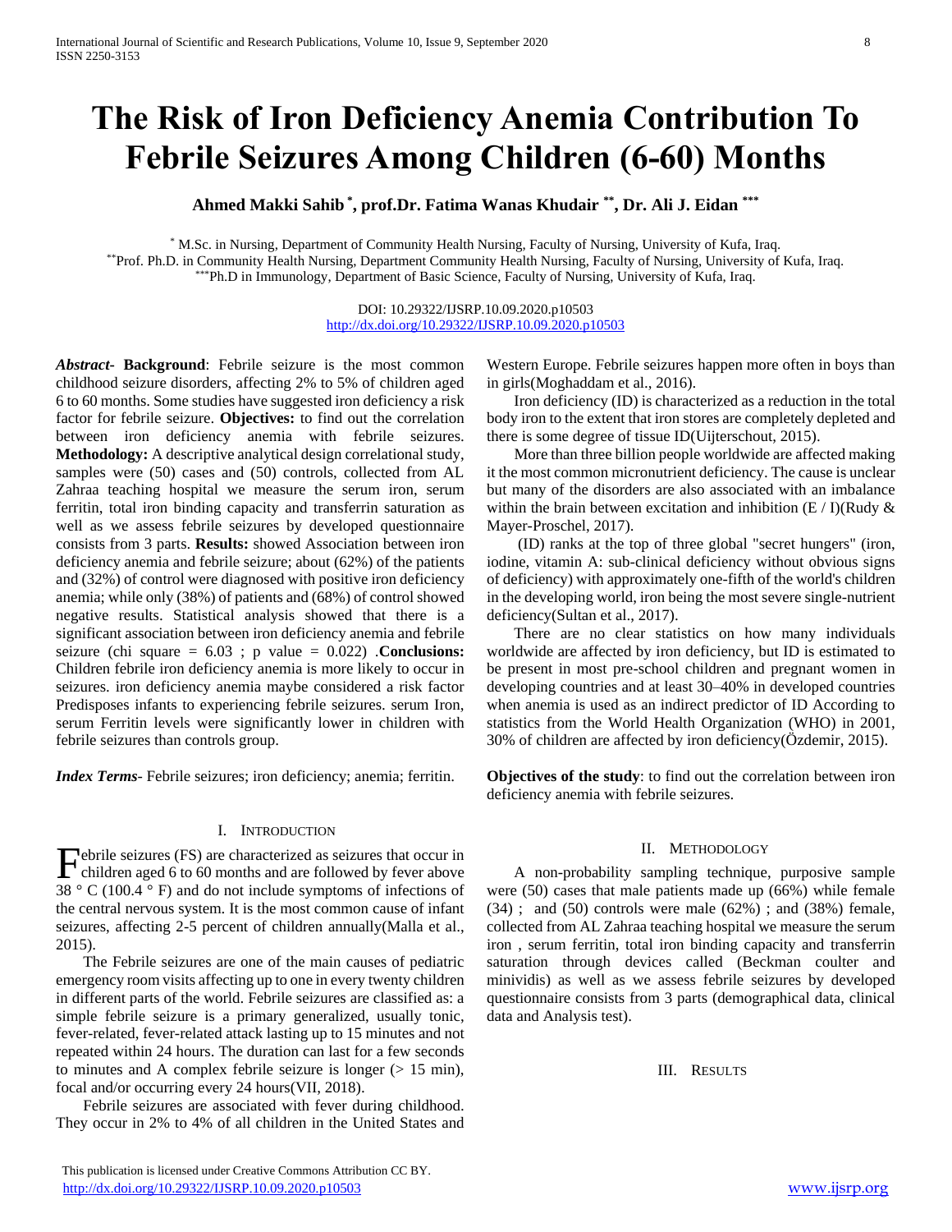# The Risk of Iron Deficiency Anemia Contribution To Febrile Seizures Among Children (6-60) Months

**Ahmed Makki Sahib [*], prof.Dr. Fatima Wanas Khudair [**], Dr. Ali J. Eidan [***]**

[*] M.Sc. in Nursing, Department of Community Health Nursing, Faculty of Nursing, University of Kufa, Iraq.
[**] Prof. Ph.D. in Community Health Nursing, Department Community Health Nursing, Faculty of Nursing, University of Kufa, Iraq.
[***] Ph.D in Immunology, Department of Basic Science, Faculty of Nursing, University of Kufa, Iraq.

DOI: 10.29322/IJSRP.10.09.2020.p10503
http://dx.doi.org/10.29322/IJSRP.10.09.2020.p10503

***Abstract*-** **Background**: Febrile seizure is the most common childhood seizure disorders, affecting 2% to 5% of children aged 6 to 60 months. Some studies have suggested iron deficiency a risk factor for febrile seizure. **Objectives:** to find out the correlation between iron deficiency anemia with febrile seizures. **Methodology:** A descriptive analytical design correlational study, samples were (50) cases and (50) controls, collected from AL Zahraa teaching hospital we measure the serum iron, serum ferritin, total iron binding capacity and transferrin saturation as well as we assess febrile seizures by developed questionnaire consists from 3 parts. **Results:** showed Association between iron deficiency anemia and febrile seizure; about (62%) of the patients and (32%) of control were diagnosed with positive iron deficiency anemia; while only (38%) of patients and (68%) of control showed negative results. Statistical analysis showed that there is a significant association between iron deficiency anemia and febrile seizure (chi square = 6.03 ; p value = 0.022) .**Conclusions:** Children febrile iron deficiency anemia is more likely to occur in seizures. iron deficiency anemia maybe considered a risk factor Predisposes infants to experiencing febrile seizures. serum Iron, serum Ferritin levels were significantly lower in children with febrile seizures than controls group.

***Index Terms*-** Febrile seizures; iron deficiency; anemia; ferritin.

## I. Introduction

Febrile seizures (FS) are characterized as seizures that occur in children aged 6 to 60 months and are followed by fever above 38 ° C (100.4 ° F) and do not include symptoms of infections of the central nervous system. It is the most common cause of infant seizures, affecting 2-5 percent of children annually(Malla et al., 2015).

The Febrile seizures are one of the main causes of pediatric emergency room visits affecting up to one in every twenty children in different parts of the world. Febrile seizures are classified as: a simple febrile seizure is a primary generalized, usually tonic, fever-related, fever-related attack lasting up to 15 minutes and not repeated within 24 hours. The duration can last for a few seconds to minutes and A complex febrile seizure is longer (> 15 min), focal and/or occurring every 24 hours(VII, 2018).

Febrile seizures are associated with fever during childhood. They occur in 2% to 4% of all children in the United States and Western Europe. Febrile seizures happen more often in boys than in girls(Moghaddam et al., 2016).

Iron deficiency (ID) is characterized as a reduction in the total body iron to the extent that iron stores are completely depleted and there is some degree of tissue ID(Uijterschout, 2015).

More than three billion people worldwide are affected making it the most common micronutrient deficiency. The cause is unclear but many of the disorders are also associated with an imbalance within the brain between excitation and inhibition (E / I)(Rudy & Mayer-Proschel, 2017).

(ID) ranks at the top of three global "secret hungers" (iron, iodine, vitamin A: sub-clinical deficiency without obvious signs of deficiency) with approximately one-fifth of the world's children in the developing world, iron being the most severe single-nutrient deficiency(Sultan et al., 2017).

There are no clear statistics on how many individuals worldwide are affected by iron deficiency, but ID is estimated to be present in most pre-school children and pregnant women in developing countries and at least 30–40% in developed countries when anemia is used as an indirect predictor of ID According to statistics from the World Health Organization (WHO) in 2001, 30% of children are affected by iron deficiency(Özdemir, 2015).

**Objectives of the study**: to find out the correlation between iron deficiency anemia with febrile seizures.

## II. Methodology

A non-probability sampling technique, purposive sample were (50) cases that male patients made up (66%) while female (34) ; and (50) controls were male (62%) ; and (38%) female, collected from AL Zahraa teaching hospital we measure the serum iron , serum ferritin, total iron binding capacity and transferrin saturation through devices called (Beckman coulter and minividis) as well as we assess febrile seizures by developed questionnaire consists from 3 parts (demographical data, clinical data and Analysis test).

## III. Results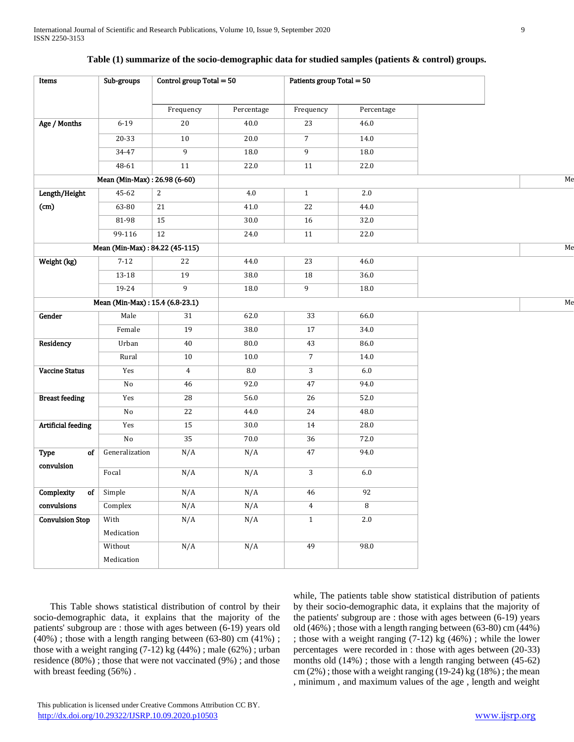**Table (1) summarize of the socio-demographic data for studied samples (patients & control) groups.**

| Items | Sub-groups | Control group Total = 50 | | Patients group Total = 50 | |
|---|---|---|---|---|---|
| | | Frequency | Percentage | Frequency | Percentage |
| Age / Months | 6-19 | 20 | 40.0 | 23 | 46.0 |
| | 20-33 | 10 | 20.0 | 7 | 14.0 |
| | 34-47 | 9 | 18.0 | 9 | 18.0 |
| | 48-61 | 11 | 22.0 | 11 | 22.0 |
| Mean (Min-Max) : 26.98 (6-60) | | | | | |
| Length/Height (cm) | 45-62 | 2 | 4.0 | 1 | 2.0 |
| | 63-80 | 21 | 41.0 | 22 | 44.0 |
| | 81-98 | 15 | 30.0 | 16 | 32.0 |
| | 99-116 | 12 | 24.0 | 11 | 22.0 |
| Mean (Min-Max) : 84.22 (45-115) | | | | | |
| Weight (kg) | 7-12 | 22 | 44.0 | 23 | 46.0 |
| | 13-18 | 19 | 38.0 | 18 | 36.0 |
| | 19-24 | 9 | 18.0 | 9 | 18.0 |
| Mean (Min-Max) : 15.4 (6.8-23.1) | | | | | |
| Gender | Male | 31 | 62.0 | 33 | 66.0 |
| | Female | 19 | 38.0 | 17 | 34.0 |
| Residency | Urban | 40 | 80.0 | 43 | 86.0 |
| | Rural | 10 | 10.0 | 7 | 14.0 |
| Vaccine Status | Yes | 4 | 8.0 | 3 | 6.0 |
| | No | 46 | 92.0 | 47 | 94.0 |
| Breast feeding | Yes | 28 | 56.0 | 26 | 52.0 |
| | No | 22 | 44.0 | 24 | 48.0 |
| Artificial feeding | Yes | 15 | 30.0 | 14 | 28.0 |
| | No | 35 | 70.0 | 36 | 72.0 |
| Type of convulsion | Generalization | N/A | N/A | 47 | 94.0 |
| | Focal | N/A | N/A | 3 | 6.0 |
| Complexity of convulsions | Simple | N/A | N/A | 46 | 92 |
| | Complex | N/A | N/A | 4 | 8 |
| Convulsion Stop | With Medication | N/A | N/A | 1 | 2.0 |
| | Without Medication | N/A | N/A | 49 | 98.0 |

This Table shows statistical distribution of control by their socio-demographic data, it explains that the majority of the patients' subgroup are : those with ages between (6-19) years old (40%) ; those with a length ranging between (63-80) cm (41%) ; those with a weight ranging (7-12) kg (44%) ; male (62%) ; urban residence (80%) ; those that were not vaccinated (9%) ; and those with breast feeding (56%) .

while, The patients table show statistical distribution of patients by their socio-demographic data, it explains that the majority of the patients' subgroup are : those with ages between (6-19) years old (46%) ; those with a length ranging between (63-80) cm (44%) ; those with a weight ranging (7-12) kg (46%) ; while the lower percentages were recorded in : those with ages between (20-33) months old (14%) ; those with a length ranging between (45-62) cm (2%) ; those with a weight ranging (19-24) kg (18%) ; the mean , minimum , and maximum values of the age , length and weight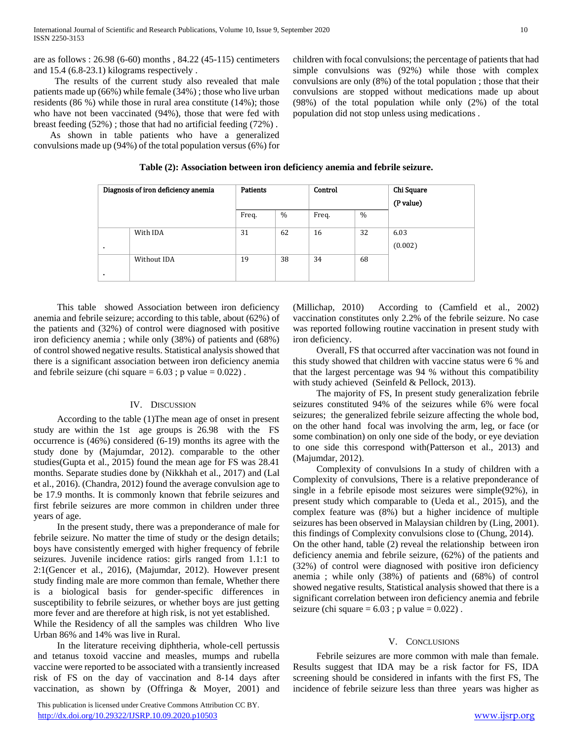are as follows : 26.98 (6-60) months , 84.22 (45-115) centimeters and 15.4 (6.8-23.1) kilograms respectively .

The results of the current study also revealed that male patients made up (66%) while female (34%) ; those who live urban residents (86 %) while those in rural area constitute (14%); those who have not been vaccinated (94%), those that were fed with breast feeding (52%) ; those that had no artificial feeding (72%) .

As shown in table patients who have a generalized convulsions made up (94%) of the total population versus (6%) for children with focal convulsions; the percentage of patients that had simple convulsions was (92%) while those with complex convulsions are only (8%) of the total population ; those that their convulsions are stopped without medications made up about (98%) of the total population while only (2%) of the total population did not stop unless using medications .

**Table (2): Association between iron deficiency anemia and febrile seizure.**

| Diagnosis of iron deficiency anemia | | Patients | | Control | | Chi Square (P value) |
|---|---|---|---|---|---|---|
| | | Freq. | % | Freq. | % | |
| • | With IDA | 31 | 62 | 16 | 32 | 6.03 (0.002) |
| • | Without IDA | 19 | 38 | 34 | 68 | |

This table showed Association between iron deficiency anemia and febrile seizure; according to this table, about (62%) of the patients and (32%) of control were diagnosed with positive iron deficiency anemia ; while only (38%) of patients and (68%) of control showed negative results. Statistical analysis showed that there is a significant association between iron deficiency anemia and febrile seizure (chi square = 6.03 ; p value = 0.022) .

## IV. Discussion

According to the table (1)The mean age of onset in present study are within the 1st age groups is 26.98 with the FS occurrence is (46%) considered (6-19) months its agree with the study done by (Majumdar, 2012). comparable to the other studies(Gupta et al., 2015) found the mean age for FS was 28.41 months. Separate studies done by (Nikkhah et al., 2017) and (Lal et al., 2016). (Chandra, 2012) found the average convulsion age to be 17.9 months. It is commonly known that febrile seizures and first febrile seizures are more common in children under three years of age.

In the present study, there was a preponderance of male for febrile seizure. No matter the time of study or the design details; boys have consistently emerged with higher frequency of febrile seizures. Juvenile incidence ratios: girls ranged from 1.1:1 to 2:1(Gencer et al., 2016), (Majumdar, 2012). However present study finding male are more common than female, Whether there is a biological basis for gender-specific differences in susceptibility to febrile seizures, or whether boys are just getting more fever and are therefore at high risk, is not yet established.

While the Residency of all the samples was children Who live Urban 86% and 14% was live in Rural.

In the literature receiving diphtheria, whole-cell pertussis and tetanus toxoid vaccine and measles, mumps and rubella vaccine were reported to be associated with a transiently increased risk of FS on the day of vaccination and 8-14 days after vaccination, as shown by (Offringa & Moyer, 2001) and (Millichap, 2010) According to (Camfield et al., 2002) vaccination constitutes only 2.2% of the febrile seizure. No case was reported following routine vaccination in present study with iron deficiency.

Overall, FS that occurred after vaccination was not found in this study showed that children with vaccine status were 6 % and that the largest percentage was 94 % without this compatibility with study achieved (Seinfeld & Pellock, 2013).

The majority of FS, In present study generalization febrile seizures constituted 94% of the seizures while 6% were focal seizures; the generalized febrile seizure affecting the whole bod, on the other hand focal was involving the arm, leg, or face (or some combination) on only one side of the body, or eye deviation to one side this correspond with(Patterson et al., 2013) and (Majumdar, 2012).

Complexity of convulsions In a study of children with a Complexity of convulsions, There is a relative preponderance of single in a febrile episode most seizures were simple(92%), in present study which comparable to (Ueda et al., 2015), and the complex feature was (8%) but a higher incidence of multiple seizures has been observed in Malaysian children by (Ling, 2001). this findings of Complexity convulsions close to (Chung, 2014).

On the other hand, table (2) reveal the relationship between iron deficiency anemia and febrile seizure, (62%) of the patients and (32%) of control were diagnosed with positive iron deficiency anemia ; while only (38%) of patients and (68%) of control showed negative results, Statistical analysis showed that there is a significant correlation between iron deficiency anemia and febrile seizure (chi square = 6.03 ; p value = 0.022) .

## V. Conclusions

Febrile seizures are more common with male than female. Results suggest that IDA may be a risk factor for FS, IDA screening should be considered in infants with the first FS, The incidence of febrile seizure less than three years was higher as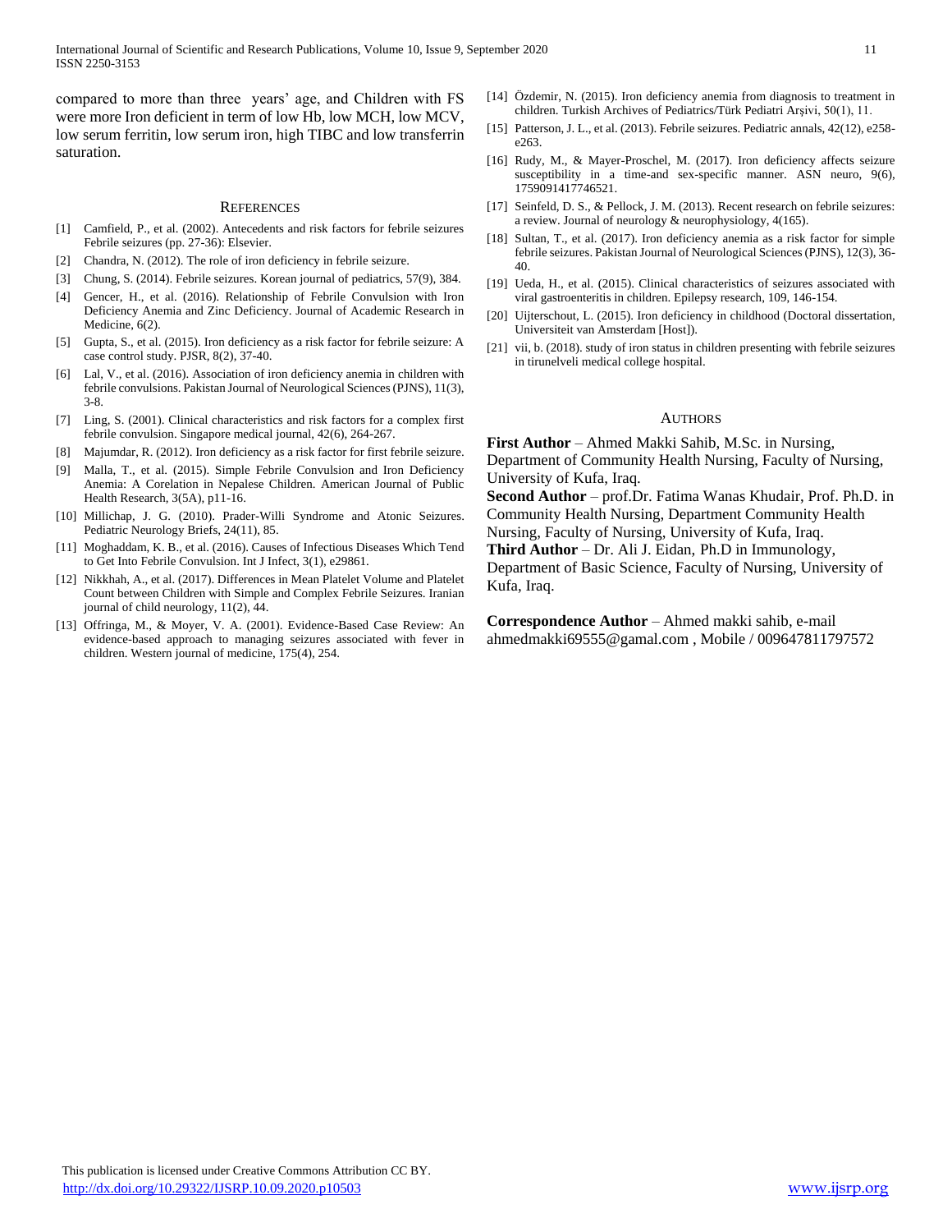compared to more than three years' age, and Children with FS were more Iron deficient in term of low Hb, low MCH, low MCV, low serum ferritin, low serum iron, high TIBC and low transferrin saturation.

## REFERENCES

[1] Camfield, P., et al. (2002). Antecedents and risk factors for febrile seizures Febrile seizures (pp. 27-36): Elsevier.

[2] Chandra, N. (2012). The role of iron deficiency in febrile seizure.

[3] Chung, S. (2014). Febrile seizures. Korean journal of pediatrics, 57(9), 384.

[4] Gencer, H., et al. (2016). Relationship of Febrile Convulsion with Iron Deficiency Anemia and Zinc Deficiency. Journal of Academic Research in Medicine, 6(2).

[5] Gupta, S., et al. (2015). Iron deficiency as a risk factor for febrile seizure: A case control study. PJSR, 8(2), 37-40.

[6] Lal, V., et al. (2016). Association of iron deficiency anemia in children with febrile convulsions. Pakistan Journal of Neurological Sciences (PJNS), 11(3), 3-8.

[7] Ling, S. (2001). Clinical characteristics and risk factors for a complex first febrile convulsion. Singapore medical journal, 42(6), 264-267.

[8] Majumdar, R. (2012). Iron deficiency as a risk factor for first febrile seizure.

[9] Malla, T., et al. (2015). Simple Febrile Convulsion and Iron Deficiency Anemia: A Corelation in Nepalese Children. American Journal of Public Health Research, 3(5A), p11-16.

[10] Millichap, J. G. (2010). Prader-Willi Syndrome and Atonic Seizures. Pediatric Neurology Briefs, 24(11), 85.

[11] Moghaddam, K. B., et al. (2016). Causes of Infectious Diseases Which Tend to Get Into Febrile Convulsion. Int J Infect, 3(1), e29861.

[12] Nikkhah, A., et al. (2017). Differences in Mean Platelet Volume and Platelet Count between Children with Simple and Complex Febrile Seizures. Iranian journal of child neurology, 11(2), 44.

[13] Offringa, M., & Moyer, V. A. (2001). Evidence-Based Case Review: An evidence-based approach to managing seizures associated with fever in children. Western journal of medicine, 175(4), 254.

[14] Özdemir, N. (2015). Iron deficiency anemia from diagnosis to treatment in children. Turkish Archives of Pediatrics/Türk Pediatri Arşivi, 50(1), 11.

[15] Patterson, J. L., et al. (2013). Febrile seizures. Pediatric annals, 42(12), e258-e263.

[16] Rudy, M., & Mayer-Proschel, M. (2017). Iron deficiency affects seizure susceptibility in a time-and sex-specific manner. ASN neuro, 9(6), 1759091417746521.

[17] Seinfeld, D. S., & Pellock, J. M. (2013). Recent research on febrile seizures: a review. Journal of neurology & neurophysiology, 4(165).

[18] Sultan, T., et al. (2017). Iron deficiency anemia as a risk factor for simple febrile seizures. Pakistan Journal of Neurological Sciences (PJNS), 12(3), 36-40.

[19] Ueda, H., et al. (2015). Clinical characteristics of seizures associated with viral gastroenteritis in children. Epilepsy research, 109, 146-154.

[20] Uijterschout, L. (2015). Iron deficiency in childhood (Doctoral dissertation, Universiteit van Amsterdam [Host]).

[21] vii, b. (2018). study of iron status in children presenting with febrile seizures in tirunelveli medical college hospital.

## AUTHORS

**First Author** – Ahmed Makki Sahib, M.Sc. in Nursing, Department of Community Health Nursing, Faculty of Nursing, University of Kufa, Iraq.

**Second Author** – prof.Dr. Fatima Wanas Khudair, Prof. Ph.D. in Community Health Nursing, Department Community Health Nursing, Faculty of Nursing, University of Kufa, Iraq.

**Third Author** – Dr. Ali J. Eidan, Ph.D in Immunology, Department of Basic Science, Faculty of Nursing, University of Kufa, Iraq.

**Correspondence Author** – Ahmed makki sahib, e-mail ahmedmakki69555@gamal.com , Mobile / 009647811797572